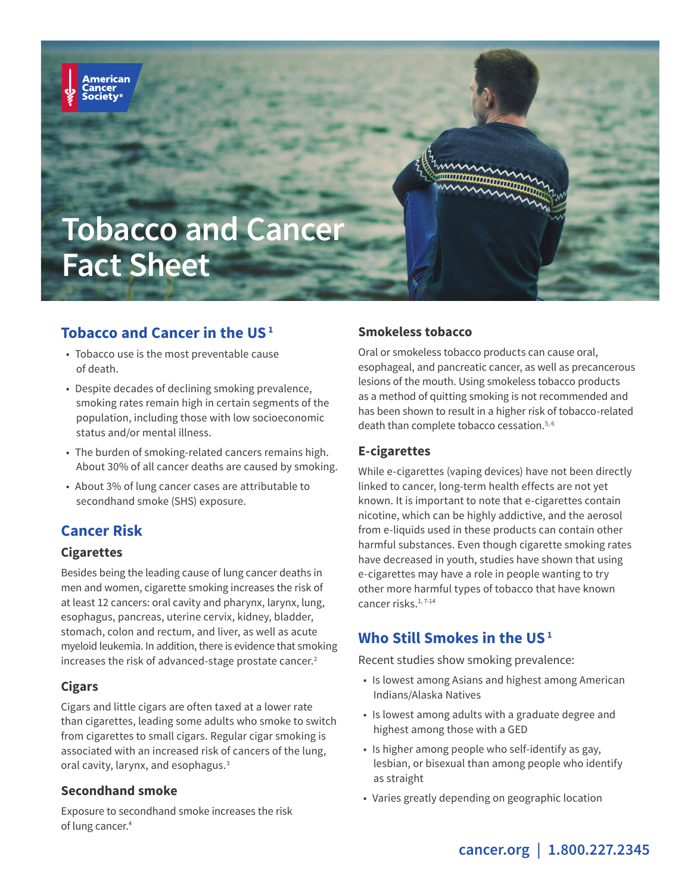# Tobacco and Cancer Fact Sheet

## Tobacco and Cancer in the US[1]

- Tobacco use is the most preventable cause of death.
- Despite decades of declining smoking prevalence, smoking rates remain high in certain segments of the population, including those with low socioeconomic status and/or mental illness.
- The burden of smoking-related cancers remains high. About 30% of all cancer deaths are caused by smoking.
- About 3% of lung cancer cases are attributable to secondhand smoke (SHS) exposure.

## Cancer Risk

### Cigarettes

Besides being the leading cause of lung cancer deaths in men and women, cigarette smoking increases the risk of at least 12 cancers: oral cavity and pharynx, larynx, lung, esophagus, pancreas, uterine cervix, kidney, bladder, stomach, colon and rectum, and liver, as well as acute myeloid leukemia. In addition, there is evidence that smoking increases the risk of advanced-stage prostate cancer.[2]

### Cigars

Cigars and little cigars are often taxed at a lower rate than cigarettes, leading some adults who smoke to switch from cigarettes to small cigars. Regular cigar smoking is associated with an increased risk of cancers of the lung, oral cavity, larynx, and esophagus.[3]

### Secondhand smoke

Exposure to secondhand smoke increases the risk of lung cancer.[4]

### Smokeless tobacco

Oral or smokeless tobacco products can cause oral, esophageal, and pancreatic cancer, as well as precancerous lesions of the mouth. Using smokeless tobacco products as a method of quitting smoking is not recommended and has been shown to result in a higher risk of tobacco-related death than complete tobacco cessation.[5, 6]

### E-cigarettes

While e-cigarettes (vaping devices) have not been directly linked to cancer, long-term health effects are not yet known. It is important to note that e-cigarettes contain nicotine, which can be highly addictive, and the aerosol from e-liquids used in these products can contain other harmful substances. Even though cigarette smoking rates have decreased in youth, studies have shown that using e-cigarettes may have a role in people wanting to try other more harmful types of tobacco that have known cancer risks.[1, 7-14]

## Who Still Smokes in the US[1]

Recent studies show smoking prevalence:

- Is lowest among Asians and highest among American Indians/Alaska Natives
- Is lowest among adults with a graduate degree and highest among those with a GED
- Is higher among people who self-identify as gay, lesbian, or bisexual than among people who identify as straight
- Varies greatly depending on geographic location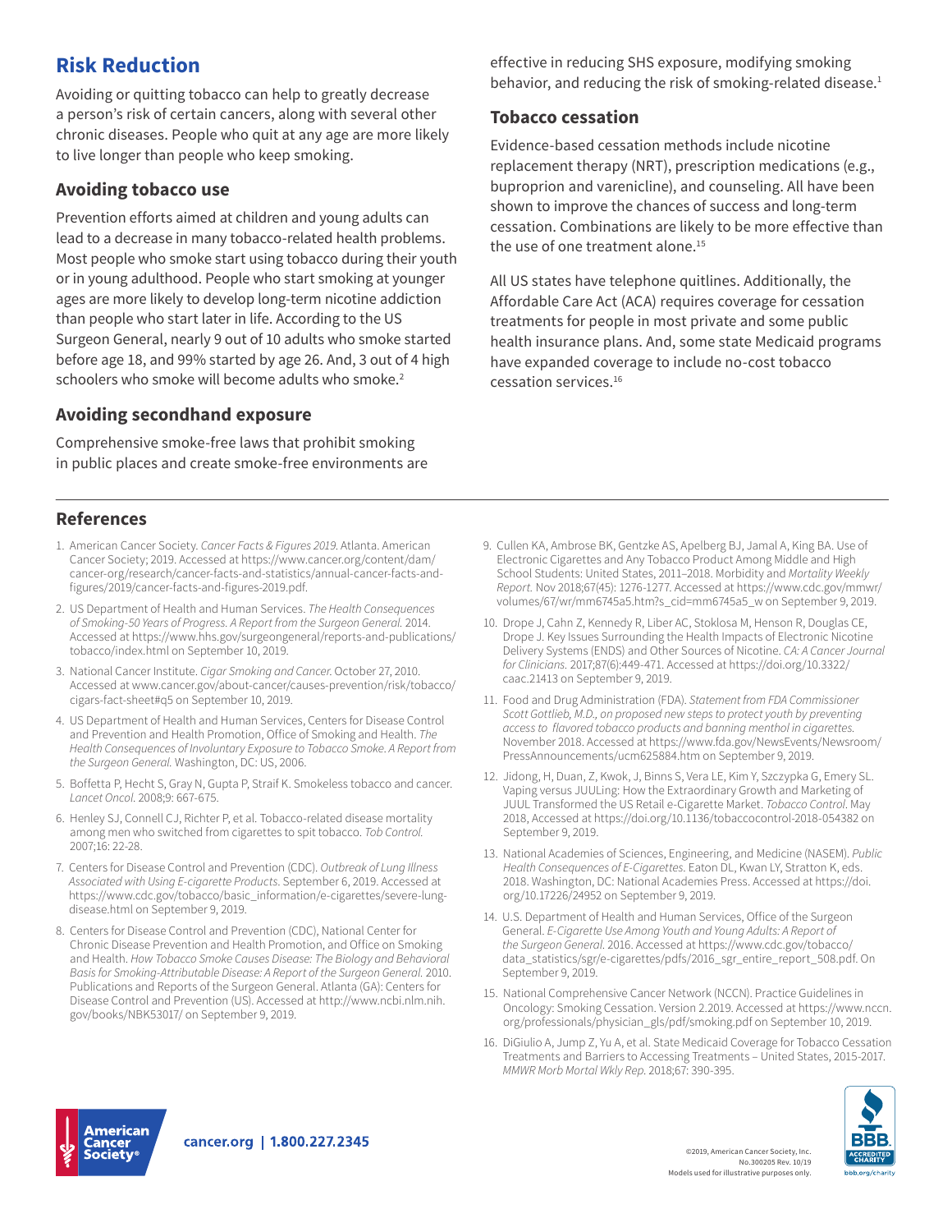## Risk Reduction

Avoiding or quitting tobacco can help to greatly decrease a person's risk of certain cancers, along with several other chronic diseases. People who quit at any age are more likely to live longer than people who keep smoking.

### Avoiding tobacco use

Prevention efforts aimed at children and young adults can lead to a decrease in many tobacco-related health problems. Most people who smoke start using tobacco during their youth or in young adulthood. People who start smoking at younger ages are more likely to develop long-term nicotine addiction than people who start later in life. According to the US Surgeon General, nearly 9 out of 10 adults who smoke started before age 18, and 99% started by age 26. And, 3 out of 4 high schoolers who smoke will become adults who smoke.[2]

### Avoiding secondhand exposure

Comprehensive smoke-free laws that prohibit smoking in public places and create smoke-free environments are effective in reducing SHS exposure, modifying smoking behavior, and reducing the risk of smoking-related disease.[1]

### Tobacco cessation

Evidence-based cessation methods include nicotine replacement therapy (NRT), prescription medications (e.g., buproprion and varenicline), and counseling. All have been shown to improve the chances of success and long-term cessation. Combinations are likely to be more effective than the use of one treatment alone.[15]

All US states have telephone quitlines. Additionally, the Affordable Care Act (ACA) requires coverage for cessation treatments for people in most private and some public health insurance plans. And, some state Medicaid programs have expanded coverage to include no-cost tobacco cessation services.[16]

## References

1. American Cancer Society. *Cancer Facts & Figures 2019*. Atlanta. American Cancer Society; 2019. Accessed at https://www.cancer.org/content/dam/cancer-org/research/cancer-facts-and-statistics/annual-cancer-facts-and-figures/2019/cancer-facts-and-figures-2019.pdf.
2. US Department of Health and Human Services. *The Health Consequences of Smoking-50 Years of Progress. A Report from the Surgeon General.* 2014. Accessed at https://www.hhs.gov/surgeongeneral/reports-and-publications/tobacco/index.html on September 10, 2019.
3. National Cancer Institute. *Cigar Smoking and Cancer.* October 27, 2010. Accessed at www.cancer.gov/about-cancer/causes-prevention/risk/tobacco/cigars-fact-sheet#q5 on September 10, 2019.
4. US Department of Health and Human Services, Centers for Disease Control and Prevention and Health Promotion, Office of Smoking and Health. *The Health Consequences of Involuntary Exposure to Tobacco Smoke. A Report from the Surgeon General.* Washington, DC: US, 2006.
5. Boffetta P, Hecht S, Gray N, Gupta P, Straif K. Smokeless tobacco and cancer. *Lancet Oncol*. 2008;9: 667-675.
6. Henley SJ, Connell CJ, Richter P, et al. Tobacco-related disease mortality among men who switched from cigarettes to spit tobacco. *Tob Control.* 2007;16: 22-28.
7. Centers for Disease Control and Prevention (CDC). *Outbreak of Lung Illness Associated with Using E-cigarette Products*. September 6, 2019. Accessed at https://www.cdc.gov/tobacco/basic_information/e-cigarettes/severe-lung-disease.html on September 9, 2019.
8. Centers for Disease Control and Prevention (CDC), National Center for Chronic Disease Prevention and Health Promotion, and Office on Smoking and Health. *How Tobacco Smoke Causes Disease: The Biology and Behavioral Basis for Smoking-Attributable Disease: A Report of the Surgeon General.* 2010. Publications and Reports of the Surgeon General. Atlanta (GA): Centers for Disease Control and Prevention (US). Accessed at http://www.ncbi.nlm.nih.gov/books/NBK53017/ on September 9, 2019.
9. Cullen KA, Ambrose BK, Gentzke AS, Apelberg BJ, Jamal A, King BA. Use of Electronic Cigarettes and Any Tobacco Product Among Middle and High School Students: United States, 2011–2018. Morbidity and *Mortality Weekly Report.* Nov 2018;67(45): 1276-1277. Accessed at https://www.cdc.gov/mmwr/volumes/67/wr/mm6745a5.htm?s_cid=mm6745a5_w on September 9, 2019.
10. Drope J, Cahn Z, Kennedy R, Liber AC, Stoklosa M, Henson R, Douglas CE, Drope J. Key Issues Surrounding the Health Impacts of Electronic Nicotine Delivery Systems (ENDS) and Other Sources of Nicotine. *CA: A Cancer Journal for Clinicians.* 2017;87(6):449-471. Accessed at https://doi.org/10.3322/caac.21413 on September 9, 2019.
11. Food and Drug Administration (FDA). *Statement from FDA Commissioner Scott Gottlieb, M.D., on proposed new steps to protect youth by preventing access to flavored tobacco products and banning menthol in cigarettes.* November 2018. Accessed at https://www.fda.gov/NewsEvents/Newsroom/PressAnnouncements/ucm625884.htm on September 9, 2019.
12. Jidong, H, Duan, Z, Kwok, J, Binns S, Vera LE, Kim Y, Szczypka G, Emery SL. Vaping versus JUULing: How the Extraordinary Growth and Marketing of JUUL Transformed the US Retail e-Cigarette Market. *Tobacco Control*. May 2018, Accessed at https://doi.org/10.1136/tobaccocontrol-2018-054382 on September 9, 2019.
13. National Academies of Sciences, Engineering, and Medicine (NASEM). *Public Health Consequences of E-Cigarettes.* Eaton DL, Kwan LY, Stratton K, eds. 2018. Washington, DC: National Academies Press. Accessed at https://doi.org/10.17226/24952 on September 9, 2019.
14. U.S. Department of Health and Human Services, Office of the Surgeon General. *E-Cigarette Use Among Youth and Young Adults: A Report of the Surgeon General.* 2016. Accessed at https://www.cdc.gov/tobacco/data_statistics/sgr/e-cigarettes/pdfs/2016_sgr_entire_report_508.pdf. On September 9, 2019.
15. National Comprehensive Cancer Network (NCCN). Practice Guidelines in Oncology: Smoking Cessation. Version 2.2019. Accessed at https://www.nccn.org/professionals/physician_gls/pdf/smoking.pdf on September 10, 2019.
16. DiGiulio A, Jump Z, Yu A, et al. State Medicaid Coverage for Tobacco Cessation Treatments and Barriers to Accessing Treatments – United States, 2015-2017. *MMWR Morb Mortal Wkly Rep.* 2018;67: 390-395.

cancer.org | 1.800.227.2345

©2019, American Cancer Society, Inc.
No.300205 Rev. 10/19
Models used for illustrative purposes only.